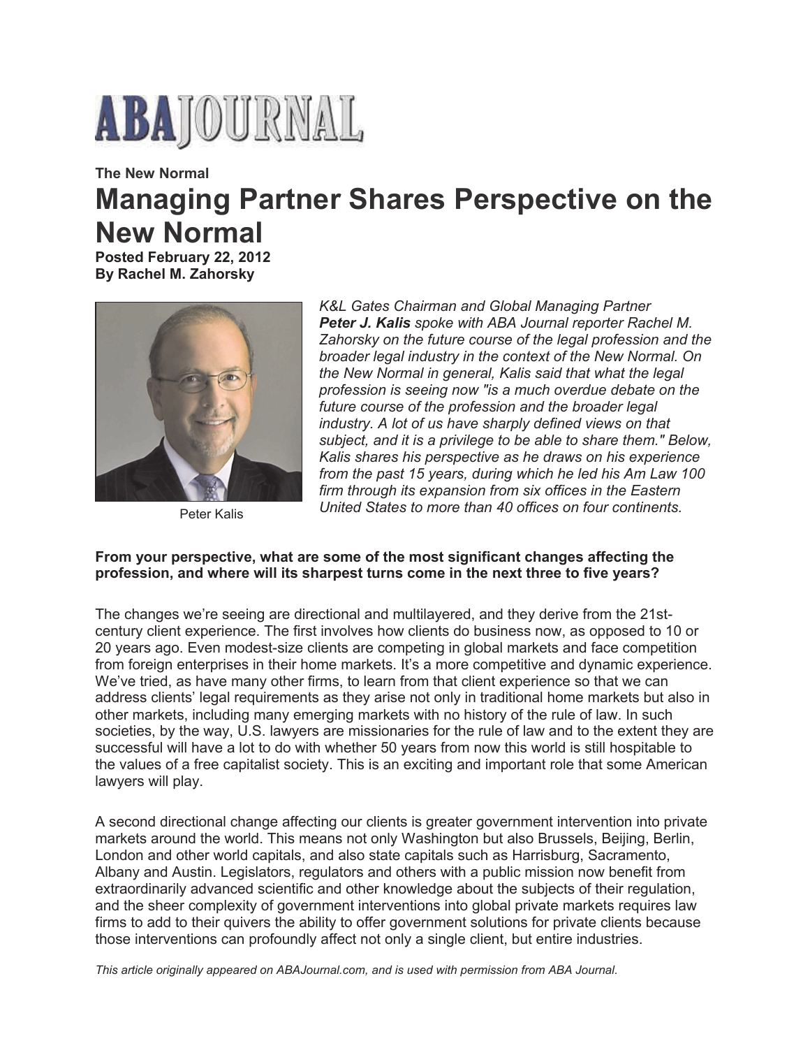**ABA JOURNAL**

**The New Normal**

# Managing Partner Shares Perspective on the New Normal

**Posted February 22, 2012**
**By Rachel M. Zahorsky**

Peter Kalis

*K&L Gates Chairman and Global Managing Partner* ***Peter J. Kalis*** *spoke with ABA Journal reporter Rachel M. Zahorsky on the future course of the legal profession and the broader legal industry in the context of the New Normal. On the New Normal in general, Kalis said that what the legal profession is seeing now "is a much overdue debate on the future course of the profession and the broader legal industry. A lot of us have sharply defined views on that subject, and it is a privilege to be able to share them." Below, Kalis shares his perspective as he draws on his experience from the past 15 years, during which he led his Am Law 100 firm through its expansion from six offices in the Eastern United States to more than 40 offices on four continents.*

**From your perspective, what are some of the most significant changes affecting the profession, and where will its sharpest turns come in the next three to five years?**

The changes we're seeing are directional and multilayered, and they derive from the 21st-century client experience. The first involves how clients do business now, as opposed to 10 or 20 years ago. Even modest-size clients are competing in global markets and face competition from foreign enterprises in their home markets. It's a more competitive and dynamic experience. We've tried, as have many other firms, to learn from that client experience so that we can address clients' legal requirements as they arise not only in traditional home markets but also in other markets, including many emerging markets with no history of the rule of law. In such societies, by the way, U.S. lawyers are missionaries for the rule of law and to the extent they are successful will have a lot to do with whether 50 years from now this world is still hospitable to the values of a free capitalist society. This is an exciting and important role that some American lawyers will play.

A second directional change affecting our clients is greater government intervention into private markets around the world. This means not only Washington but also Brussels, Beijing, Berlin, London and other world capitals, and also state capitals such as Harrisburg, Sacramento, Albany and Austin. Legislators, regulators and others with a public mission now benefit from extraordinarily advanced scientific and other knowledge about the subjects of their regulation, and the sheer complexity of government interventions into global private markets requires law firms to add to their quivers the ability to offer government solutions for private clients because those interventions can profoundly affect not only a single client, but entire industries.

*This article originally appeared on ABAJournal.com, and is used with permission from ABA Journal.*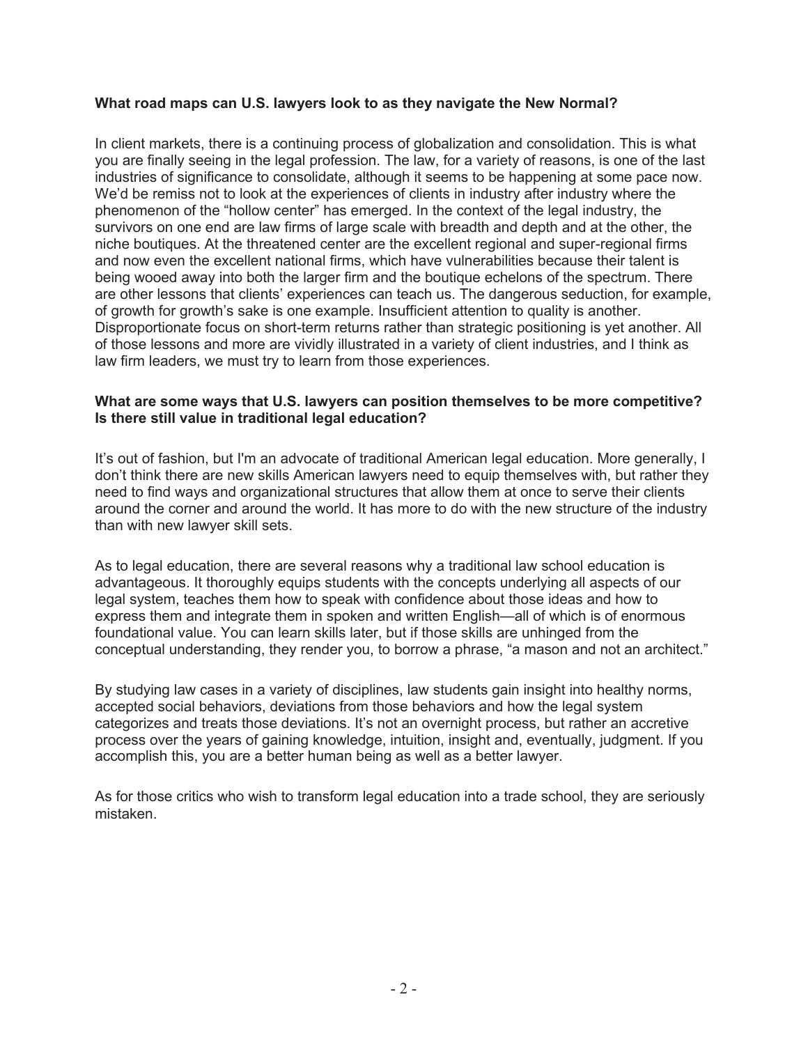**What road maps can U.S. lawyers look to as they navigate the New Normal?**

In client markets, there is a continuing process of globalization and consolidation. This is what you are finally seeing in the legal profession. The law, for a variety of reasons, is one of the last industries of significance to consolidate, although it seems to be happening at some pace now. We'd be remiss not to look at the experiences of clients in industry after industry where the phenomenon of the "hollow center" has emerged. In the context of the legal industry, the survivors on one end are law firms of large scale with breadth and depth and at the other, the niche boutiques. At the threatened center are the excellent regional and super-regional firms and now even the excellent national firms, which have vulnerabilities because their talent is being wooed away into both the larger firm and the boutique echelons of the spectrum. There are other lessons that clients' experiences can teach us. The dangerous seduction, for example, of growth for growth's sake is one example. Insufficient attention to quality is another. Disproportionate focus on short-term returns rather than strategic positioning is yet another. All of those lessons and more are vividly illustrated in a variety of client industries, and I think as law firm leaders, we must try to learn from those experiences.

**What are some ways that U.S. lawyers can position themselves to be more competitive? Is there still value in traditional legal education?**

It's out of fashion, but I'm an advocate of traditional American legal education. More generally, I don't think there are new skills American lawyers need to equip themselves with, but rather they need to find ways and organizational structures that allow them at once to serve their clients around the corner and around the world. It has more to do with the new structure of the industry than with new lawyer skill sets.

As to legal education, there are several reasons why a traditional law school education is advantageous. It thoroughly equips students with the concepts underlying all aspects of our legal system, teaches them how to speak with confidence about those ideas and how to express them and integrate them in spoken and written English—all of which is of enormous foundational value. You can learn skills later, but if those skills are unhinged from the conceptual understanding, they render you, to borrow a phrase, "a mason and not an architect."

By studying law cases in a variety of disciplines, law students gain insight into healthy norms, accepted social behaviors, deviations from those behaviors and how the legal system categorizes and treats those deviations. It's not an overnight process, but rather an accretive process over the years of gaining knowledge, intuition, insight and, eventually, judgment. If you accomplish this, you are a better human being as well as a better lawyer.

As for those critics who wish to transform legal education into a trade school, they are seriously mistaken.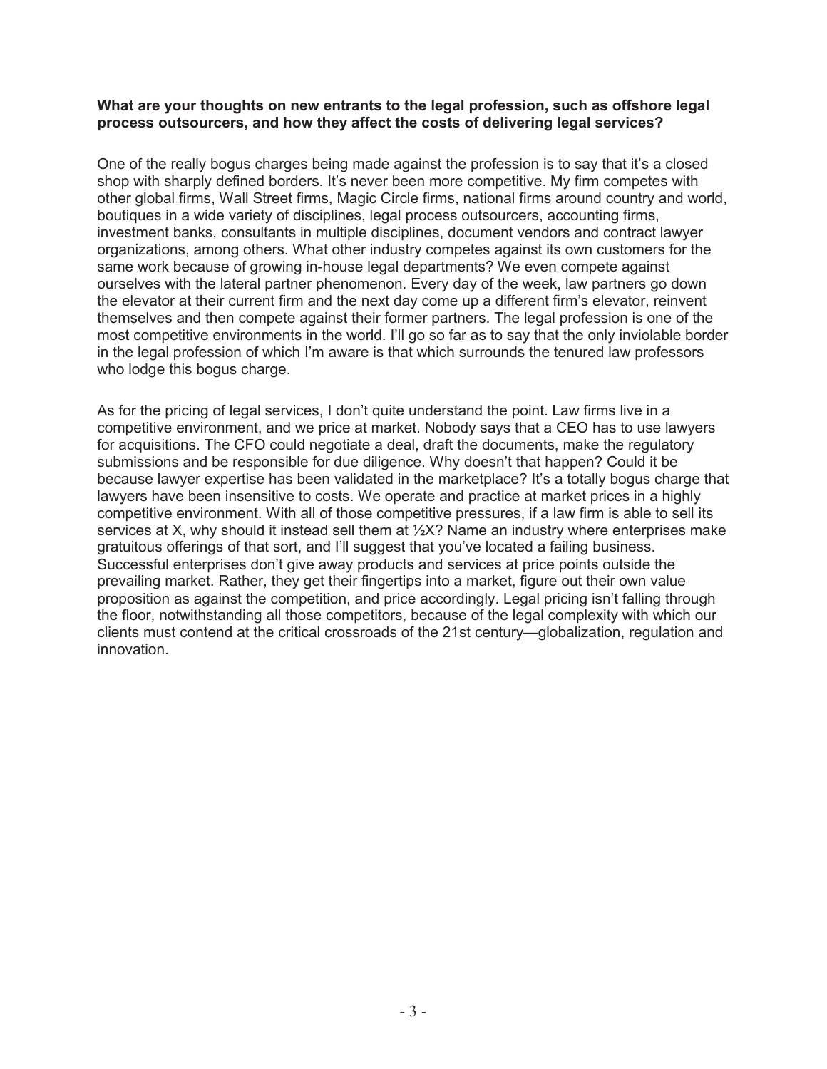**What are your thoughts on new entrants to the legal profession, such as offshore legal process outsourcers, and how they affect the costs of delivering legal services?**

One of the really bogus charges being made against the profession is to say that it's a closed shop with sharply defined borders. It's never been more competitive. My firm competes with other global firms, Wall Street firms, Magic Circle firms, national firms around country and world, boutiques in a wide variety of disciplines, legal process outsourcers, accounting firms, investment banks, consultants in multiple disciplines, document vendors and contract lawyer organizations, among others. What other industry competes against its own customers for the same work because of growing in-house legal departments? We even compete against ourselves with the lateral partner phenomenon. Every day of the week, law partners go down the elevator at their current firm and the next day come up a different firm's elevator, reinvent themselves and then compete against their former partners. The legal profession is one of the most competitive environments in the world. I'll go so far as to say that the only inviolable border in the legal profession of which I'm aware is that which surrounds the tenured law professors who lodge this bogus charge.

As for the pricing of legal services, I don't quite understand the point. Law firms live in a competitive environment, and we price at market. Nobody says that a CEO has to use lawyers for acquisitions. The CFO could negotiate a deal, draft the documents, make the regulatory submissions and be responsible for due diligence. Why doesn't that happen? Could it be because lawyer expertise has been validated in the marketplace? It's a totally bogus charge that lawyers have been insensitive to costs. We operate and practice at market prices in a highly competitive environment. With all of those competitive pressures, if a law firm is able to sell its services at X, why should it instead sell them at ½X? Name an industry where enterprises make gratuitous offerings of that sort, and I'll suggest that you've located a failing business. Successful enterprises don't give away products and services at price points outside the prevailing market. Rather, they get their fingertips into a market, figure out their own value proposition as against the competition, and price accordingly. Legal pricing isn't falling through the floor, notwithstanding all those competitors, because of the legal complexity with which our clients must contend at the critical crossroads of the 21st century—globalization, regulation and innovation.